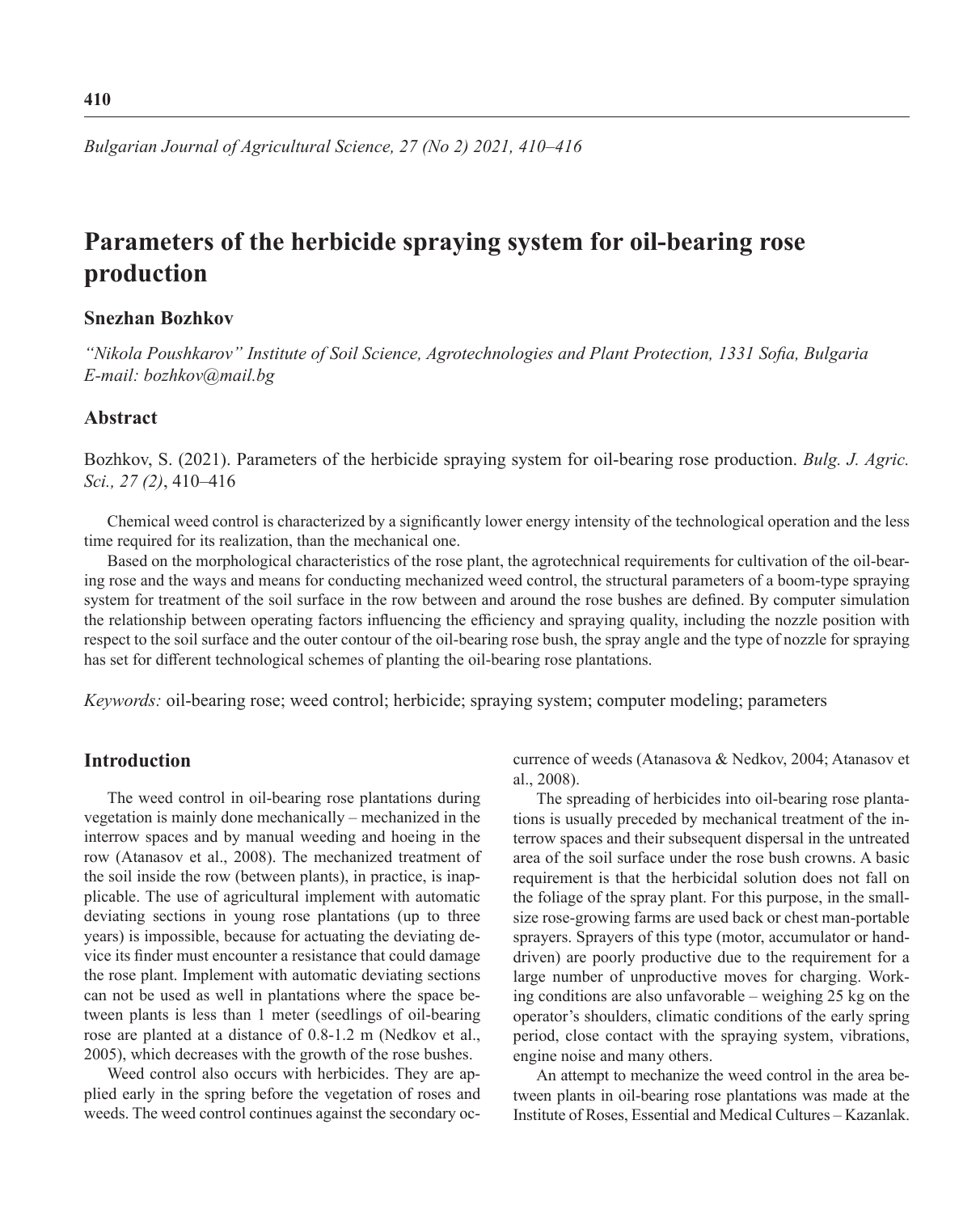# Parameters of the herbicide spraying system for oil-bearing rose production

**Snezhan Bozhkov**

*"Nikola Poushkarov" Institute of Soil Science, Agrotechnologies and Plant Protection, 1331 Sofia, Bulgaria*
*E-mail: bozhkov@mail.bg*

## Abstract

Bozhkov, S. (2021). Parameters of the herbicide spraying system for oil-bearing rose production. *Bulg. J. Agric. Sci., 27 (2)*, 410–416

Chemical weed control is characterized by a significantly lower energy intensity of the technological operation and the less time required for its realization, than the mechanical one.

Based on the morphological characteristics of the rose plant, the agrotechnical requirements for cultivation of the oil-bearing rose and the ways and means for conducting mechanized weed control, the structural parameters of a boom-type spraying system for treatment of the soil surface in the row between and around the rose bushes are defined. By computer simulation the relationship between operating factors influencing the efficiency and spraying quality, including the nozzle position with respect to the soil surface and the outer contour of the oil-bearing rose bush, the spray angle and the type of nozzle for spraying has set for different technological schemes of planting the oil-bearing rose plantations.

*Keywords:* oil-bearing rose; weed control; herbicide; spraying system; computer modeling; parameters

## Introduction

The weed control in oil-bearing rose plantations during vegetation is mainly done mechanically – mechanized in the interrow spaces and by manual weeding and hoeing in the row (Atanasov et al., 2008). The mechanized treatment of the soil inside the row (between plants), in practice, is inapplicable. The use of agricultural implement with automatic deviating sections in young rose plantations (up to three years) is impossible, because for actuating the deviating device its finder must encounter a resistance that could damage the rose plant. Implement with automatic deviating sections can not be used as well in plantations where the space between plants is less than 1 meter (seedlings of oil-bearing rose are planted at a distance of 0.8-1.2 m (Nedkov et al., 2005), which decreases with the growth of the rose bushes.

Weed control also occurs with herbicides. They are applied early in the spring before the vegetation of roses and weeds. The weed control continues against the secondary occurrence of weeds (Atanasova & Nedkov, 2004; Atanasov et al., 2008).

The spreading of herbicides into oil-bearing rose plantations is usually preceded by mechanical treatment of the interrow spaces and their subsequent dispersal in the untreated area of the soil surface under the rose bush crowns. A basic requirement is that the herbicidal solution does not fall on the foliage of the spray plant. For this purpose, in the small-size rose-growing farms are used back or chest man-portable sprayers. Sprayers of this type (motor, accumulator or hand-driven) are poorly productive due to the requirement for a large number of unproductive moves for charging. Working conditions are also unfavorable – weighing 25 kg on the operator's shoulders, climatic conditions of the early spring period, close contact with the spraying system, vibrations, engine noise and many others.

An attempt to mechanize the weed control in the area between plants in oil-bearing rose plantations was made at the Institute of Roses, Essential and Medical Cultures – Kazanlak.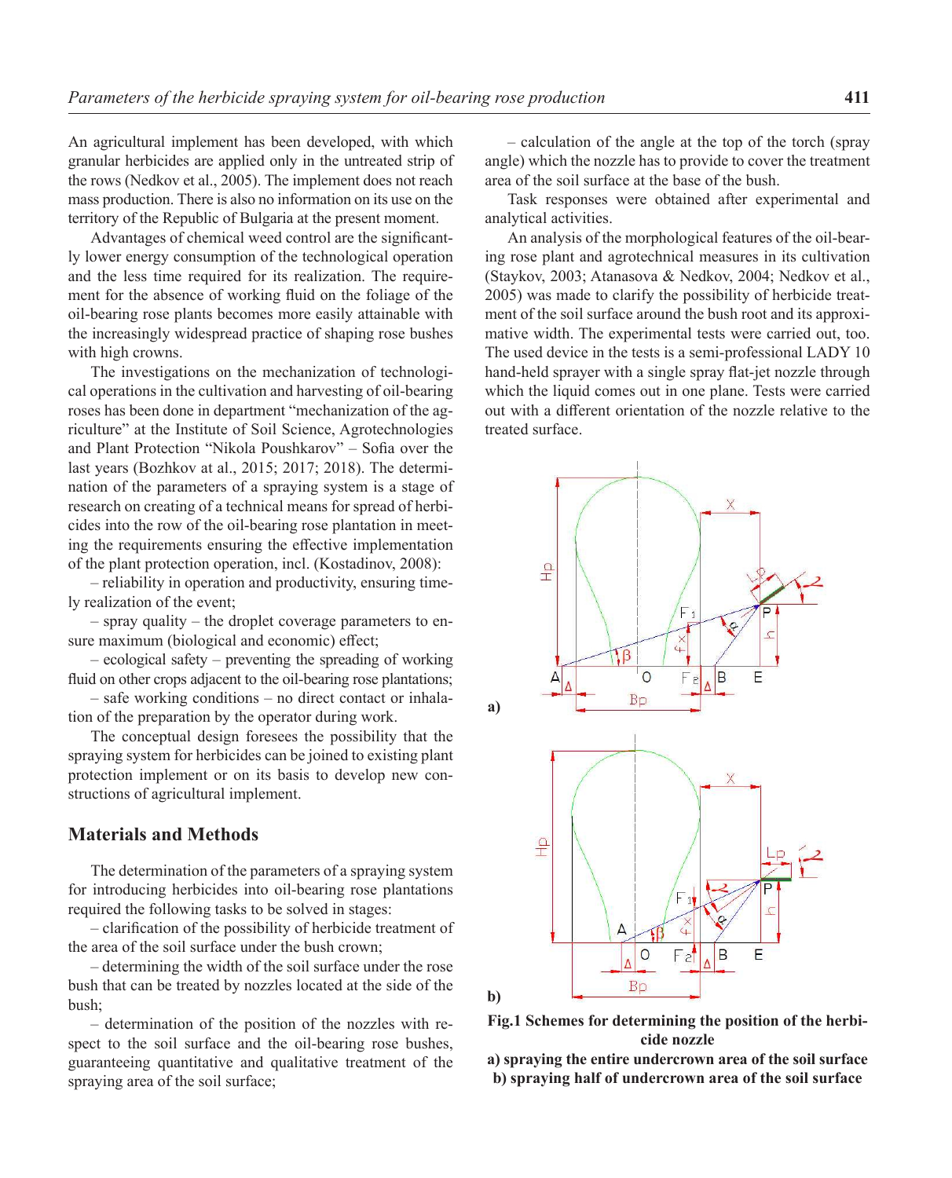An agricultural implement has been developed, with which granular herbicides are applied only in the untreated strip of the rows (Nedkov et al., 2005). The implement does not reach mass production. There is also no information on its use on the territory of the Republic of Bulgaria at the present moment.

Advantages of chemical weed control are the significantly lower energy consumption of the technological operation and the less time required for its realization. The requirement for the absence of working fluid on the foliage of the oil-bearing rose plants becomes more easily attainable with the increasingly widespread practice of shaping rose bushes with high crowns.

The investigations on the mechanization of technological operations in the cultivation and harvesting of oil-bearing roses has been done in department "mechanization of the agriculture" at the Institute of Soil Science, Agrotechnologies and Plant Protection "Nikola Poushkarov" – Sofia over the last years (Bozhkov at al., 2015; 2017; 2018). The determination of the parameters of a spraying system is a stage of research on creating of a technical means for spread of herbicides into the row of the oil-bearing rose plantation in meeting the requirements ensuring the effective implementation of the plant protection operation, incl. (Kostadinov, 2008):

– reliability in operation and productivity, ensuring timely realization of the event;

– spray quality – the droplet coverage parameters to ensure maximum (biological and economic) effect;

– ecological safety – preventing the spreading of working fluid on other crops adjacent to the oil-bearing rose plantations;

– safe working conditions – no direct contact or inhalation of the preparation by the operator during work.

The conceptual design foresees the possibility that the spraying system for herbicides can be joined to existing plant protection implement or on its basis to develop new constructions of agricultural implement.

## Materials and Methods

The determination of the parameters of a spraying system for introducing herbicides into oil-bearing rose plantations required the following tasks to be solved in stages:

– clarification of the possibility of herbicide treatment of the area of the soil surface under the bush crown;

– determining the width of the soil surface under the rose bush that can be treated by nozzles located at the side of the bush;

– determination of the position of the nozzles with respect to the soil surface and the oil-bearing rose bushes, guaranteeing quantitative and qualitative treatment of the spraying area of the soil surface;

– calculation of the angle at the top of the torch (spray angle) which the nozzle has to provide to cover the treatment area of the soil surface at the base of the bush.

Task responses were obtained after experimental and analytical activities.

An analysis of the morphological features of the oil-bearing rose plant and agrotechnical measures in its cultivation (Staykov, 2003; Atanasova & Nedkov, 2004; Nedkov et al., 2005) was made to clarify the possibility of herbicide treatment of the soil surface around the bush root and its approximative width. The experimental tests were carried out, too. The used device in the tests is a semi-professional LADY 10 hand-held sprayer with a single spray flat-jet nozzle through which the liquid comes out in one plane. Tests were carried out with a different orientation of the nozzle relative to the treated surface.

**Fig.1 Schemes for determining the position of the herbicide nozzle**

**a) spraying the entire undercrown area of the soil surface**

**b) spraying half of undercrown area of the soil surface**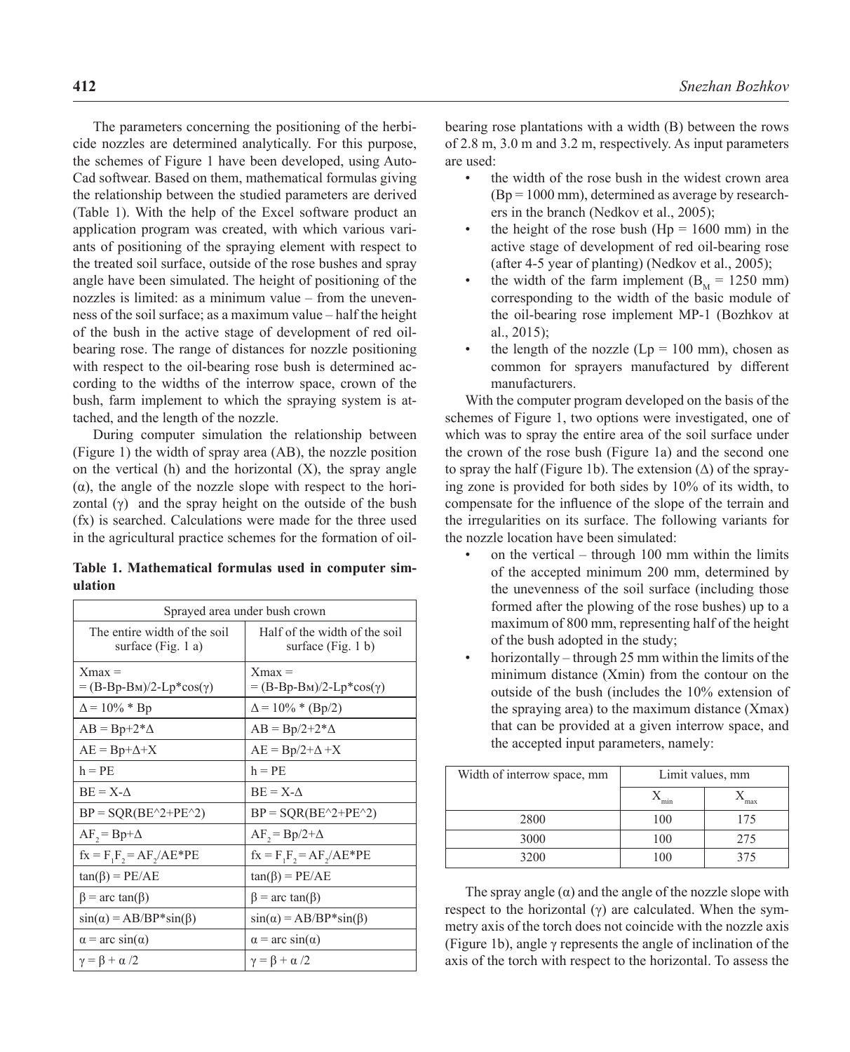The parameters concerning the positioning of the herbicide nozzles are determined analytically. For this purpose, the schemes of Figure 1 have been developed, using AutoCad softwear. Based on them, mathematical formulas giving the relationship between the studied parameters are derived (Table 1). With the help of the Excel software product an application program was created, with which various variants of positioning of the spraying element with respect to the treated soil surface, outside of the rose bushes and spray angle have been simulated. The height of positioning of the nozzles is limited: as a minimum value – from the unevenness of the soil surface; as a maximum value – half the height of the bush in the active stage of development of red oil-bearing rose. The range of distances for nozzle positioning with respect to the oil-bearing rose bush is determined according to the widths of the interrow space, crown of the bush, farm implement to which the spraying system is attached, and the length of the nozzle.

During computer simulation the relationship between (Figure 1) the width of spray area (AB), the nozzle position on the vertical (h) and the horizontal (X), the spray angle (α), the angle of the nozzle slope with respect to the horizontal (γ) and the spray height on the outside of the bush (fx) is searched. Calculations were made for the three used in the agricultural practice schemes for the formation of oil-bearing rose plantations with a width (B) between the rows of 2.8 m, 3.0 m and 3.2 m, respectively. As input parameters are used:

- the width of the rose bush in the widest crown area (Bp = 1000 mm), determined as average by researchers in the branch (Nedkov et al., 2005);
- the height of the rose bush (Hp = 1600 mm) in the active stage of development of red oil-bearing rose (after 4-5 year of planting) (Nedkov et al., 2005);
- the width of the farm implement ($B_M$ = 1250 mm) corresponding to the width of the basic module of the oil-bearing rose implement MP-1 (Bozhkov at al., 2015);
- the length of the nozzle (Lp = 100 mm), chosen as common for sprayers manufactured by different manufacturers.

**Table 1. Mathematical formulas used in computer simulation**

| Sprayed area under bush crown | |
|---|---|
| The entire width of the soil surface (Fig. 1 a) | Half of the width of the soil surface (Fig. 1 b) |
| Xmax = = (B-Bp-Bм)/2-Lp*cos(γ) | Xmax = = (B-Bp-Bм)/2-Lp*cos(γ) |
| Δ = 10% * Bp | Δ = 10% * (Bp/2) |
| AB = Bp+2*Δ | AB = Bp/2+2*Δ |
| AE = Bp+Δ+X | AE = Bp/2+Δ +X |
| h = PE | h = PE |
| BE = X-Δ | BE = X-Δ |
| BP = SQR(BE^2+PE^2) | BP = SQR(BE^2+PE^2) |
| $AF_2$ = Bp+Δ | $AF_2$ = Bp/2+Δ |
| fx = $F_1F_2$ = $AF_2$/AE*PE | fx = $F_1F_2$ = $AF_2$/AE*PE |
| tan(β) = PE/AE | tan(β) = PE/AE |
| β = arc tan(β) | β = arc tan(β) |
| sin(α) = AB/BP*sin(β) | sin(α) = AB/BP*sin(β) |
| α = arc sin(α) | α = arc sin(α) |
| γ = β + α /2 | γ = β + α /2 |

With the computer program developed on the basis of the schemes of Figure 1, two options were investigated, one of which was to spray the entire area of the soil surface under the crown of the rose bush (Figure 1a) and the second one to spray the half (Figure 1b). The extension (Δ) of the spraying zone is provided for both sides by 10% of its width, to compensate for the influence of the slope of the terrain and the irregularities on its surface. The following variants for the nozzle location have been simulated:

- on the vertical – through 100 mm within the limits of the accepted minimum 200 mm, determined by the unevenness of the soil surface (including those formed after the plowing of the rose bushes) up to a maximum of 800 mm, representing half of the height of the bush adopted in the study;
- horizontally – through 25 mm within the limits of the minimum distance (Xmin) from the contour on the outside of the bush (includes the 10% extension of the spraying area) to the maximum distance (Xmax) that can be provided at a given interrow space, and the accepted input parameters, namely:

| Width of interrow space, mm | Limit values, mm | |
|---|---|---|
| | $X_{min}$ | $X_{max}$ |
| 2800 | 100 | 175 |
| 3000 | 100 | 275 |
| 3200 | 100 | 375 |

The spray angle (α) and the angle of the nozzle slope with respect to the horizontal (γ) are calculated. When the symmetry axis of the torch does not coincide with the nozzle axis (Figure 1b), angle γ represents the angle of inclination of the axis of the torch with respect to the horizontal. To assess the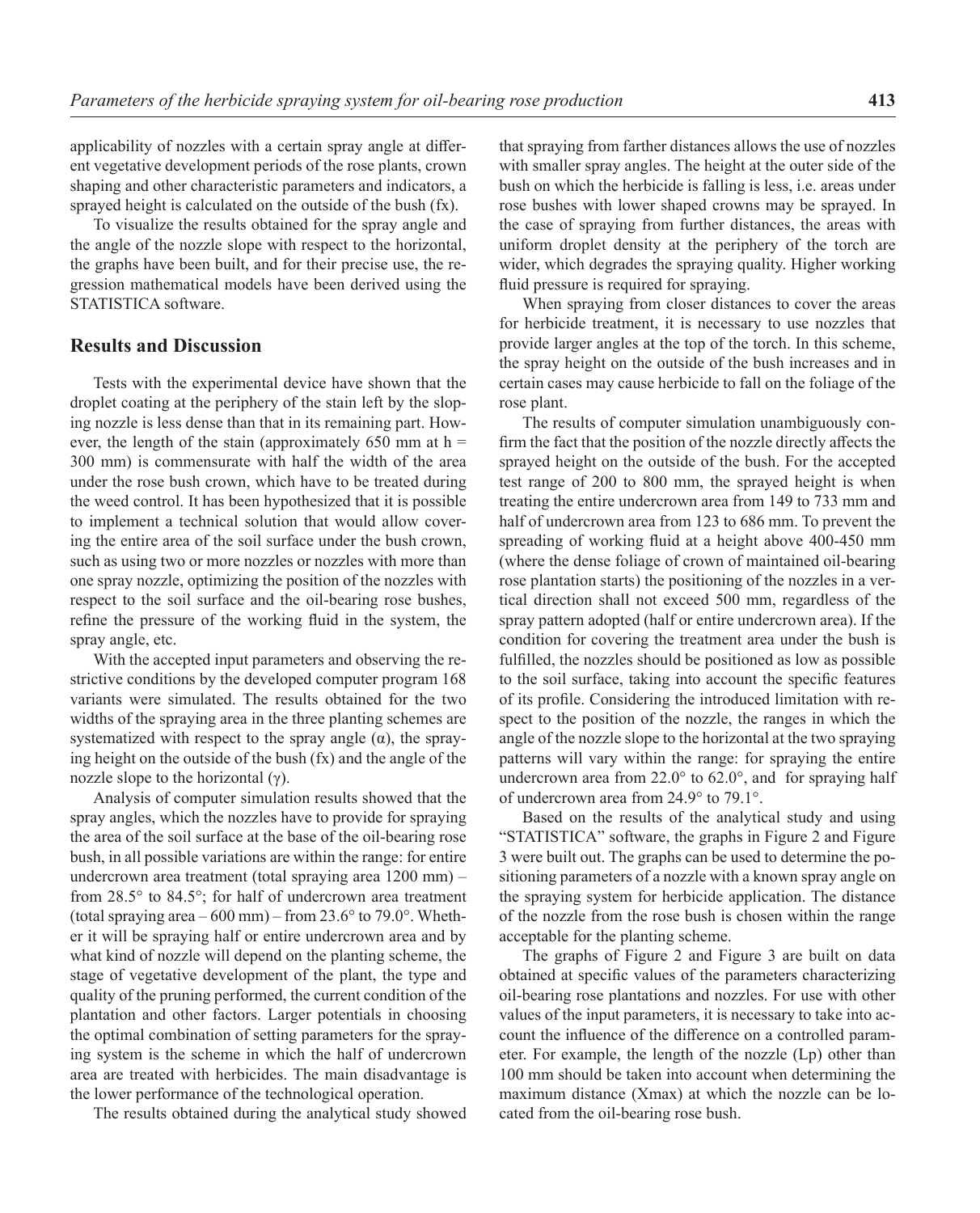applicability of nozzles with a certain spray angle at different vegetative development periods of the rose plants, crown shaping and other characteristic parameters and indicators, a sprayed height is calculated on the outside of the bush (fx).

To visualize the results obtained for the spray angle and the angle of the nozzle slope with respect to the horizontal, the graphs have been built, and for their precise use, the regression mathematical models have been derived using the STATISTICA software.

## Results and Discussion

Tests with the experimental device have shown that the droplet coating at the periphery of the stain left by the sloping nozzle is less dense than that in its remaining part. However, the length of the stain (approximately 650 mm at h = 300 mm) is commensurate with half the width of the area under the rose bush crown, which have to be treated during the weed control. It has been hypothesized that it is possible to implement a technical solution that would allow covering the entire area of the soil surface under the bush crown, such as using two or more nozzles or nozzles with more than one spray nozzle, optimizing the position of the nozzles with respect to the soil surface and the oil-bearing rose bushes, refine the pressure of the working fluid in the system, the spray angle, etc.

With the accepted input parameters and observing the restrictive conditions by the developed computer program 168 variants were simulated. The results obtained for the two widths of the spraying area in the three planting schemes are systematized with respect to the spray angle (α), the spraying height on the outside of the bush (fx) and the angle of the nozzle slope to the horizontal (γ).

Analysis of computer simulation results showed that the spray angles, which the nozzles have to provide for spraying the area of the soil surface at the base of the oil-bearing rose bush, in all possible variations are within the range: for entire undercrown area treatment (total spraying area 1200 mm) – from 28.5° to 84.5°; for half of undercrown area treatment (total spraying area – 600 mm) – from 23.6° to 79.0°. Whether it will be spraying half or entire undercrown area and by what kind of nozzle will depend on the planting scheme, the stage of vegetative development of the plant, the type and quality of the pruning performed, the current condition of the plantation and other factors. Larger potentials in choosing the optimal combination of setting parameters for the spraying system is the scheme in which the half of undercrown area are treated with herbicides. The main disadvantage is the lower performance of the technological operation.

The results obtained during the analytical study showed that spraying from farther distances allows the use of nozzles with smaller spray angles. The height at the outer side of the bush on which the herbicide is falling is less, i.e. areas under rose bushes with lower shaped crowns may be sprayed. In the case of spraying from further distances, the areas with uniform droplet density at the periphery of the torch are wider, which degrades the spraying quality. Higher working fluid pressure is required for spraying.

When spraying from closer distances to cover the areas for herbicide treatment, it is necessary to use nozzles that provide larger angles at the top of the torch. In this scheme, the spray height on the outside of the bush increases and in certain cases may cause herbicide to fall on the foliage of the rose plant.

The results of computer simulation unambiguously confirm the fact that the position of the nozzle directly affects the sprayed height on the outside of the bush. For the accepted test range of 200 to 800 mm, the sprayed height is when treating the entire undercrown area from 149 to 733 mm and half of undercrown area from 123 to 686 mm. To prevent the spreading of working fluid at a height above 400-450 mm (where the dense foliage of crown of maintained oil-bearing rose plantation starts) the positioning of the nozzles in a vertical direction shall not exceed 500 mm, regardless of the spray pattern adopted (half or entire undercrown area). If the condition for covering the treatment area under the bush is fulfilled, the nozzles should be positioned as low as possible to the soil surface, taking into account the specific features of its profile. Considering the introduced limitation with respect to the position of the nozzle, the ranges in which the angle of the nozzle slope to the horizontal at the two spraying patterns will vary within the range: for spraying the entire undercrown area from 22.0° to 62.0°, and for spraying half of undercrown area from 24.9° to 79.1°.

Based on the results of the analytical study and using "STATISTICA" software, the graphs in Figure 2 and Figure 3 were built out. The graphs can be used to determine the positioning parameters of a nozzle with a known spray angle on the spraying system for herbicide application. The distance of the nozzle from the rose bush is chosen within the range acceptable for the planting scheme.

The graphs of Figure 2 and Figure 3 are built on data obtained at specific values of the parameters characterizing oil-bearing rose plantations and nozzles. For use with other values of the input parameters, it is necessary to take into account the influence of the difference on a controlled parameter. For example, the length of the nozzle (Lp) other than 100 mm should be taken into account when determining the maximum distance (Xmax) at which the nozzle can be located from the oil-bearing rose bush.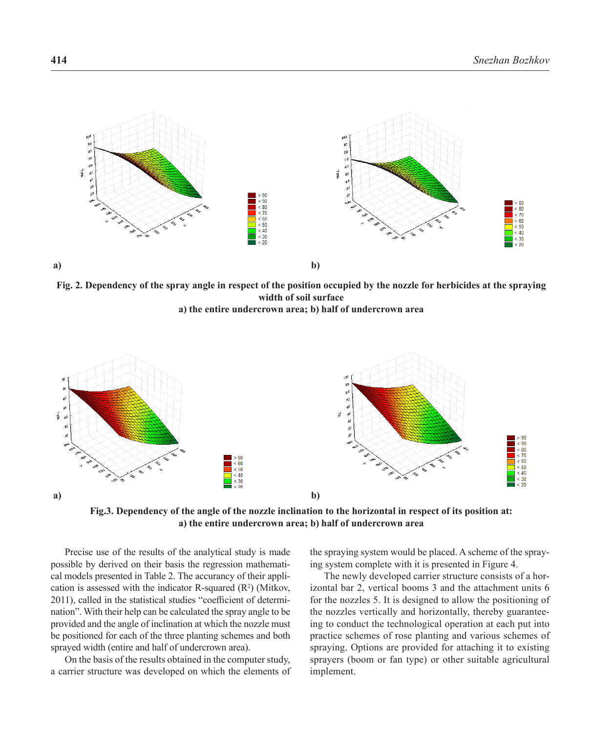a)

b)

**Fig. 2. Dependency of the spray angle in respect of the position occupied by the nozzle for herbicides at the spraying width of soil surface**
**a) the entire undercrown area; b) half of undercrown area**

a)

b)

**Fig.3. Dependency of the angle of the nozzle inclination to the horizontal in respect of its position at:**
**a) the entire undercrown area; b) half of undercrown area**

Precise use of the results of the analytical study is made possible by derived on their basis the regression mathematical models presented in Table 2. The accurancy of their application is assessed with the indicator R-squared ($R^2$) (Mitkov, 2011), called in the statistical studies "coefficient of determination". With their help can be calculated the spray angle to be provided and the angle of inclination at which the nozzle must be positioned for each of the three planting schemes and both sprayed width (entire and half of undercrown area).

On the basis of the results obtained in the computer study, a carrier structure was developed on which the elements of the spraying system would be placed. A scheme of the spraying system complete with it is presented in Figure 4.

The newly developed carrier structure consists of a horizontal bar 2, vertical booms 3 and the attachment units 6 for the nozzles 5. It is designed to allow the positioning of the nozzles vertically and horizontally, thereby guaranteeing to conduct the technological operation at each put into practice schemes of rose planting and various schemes of spraying. Options are provided for attaching it to existing sprayers (boom or fan type) or other suitable agricultural implement.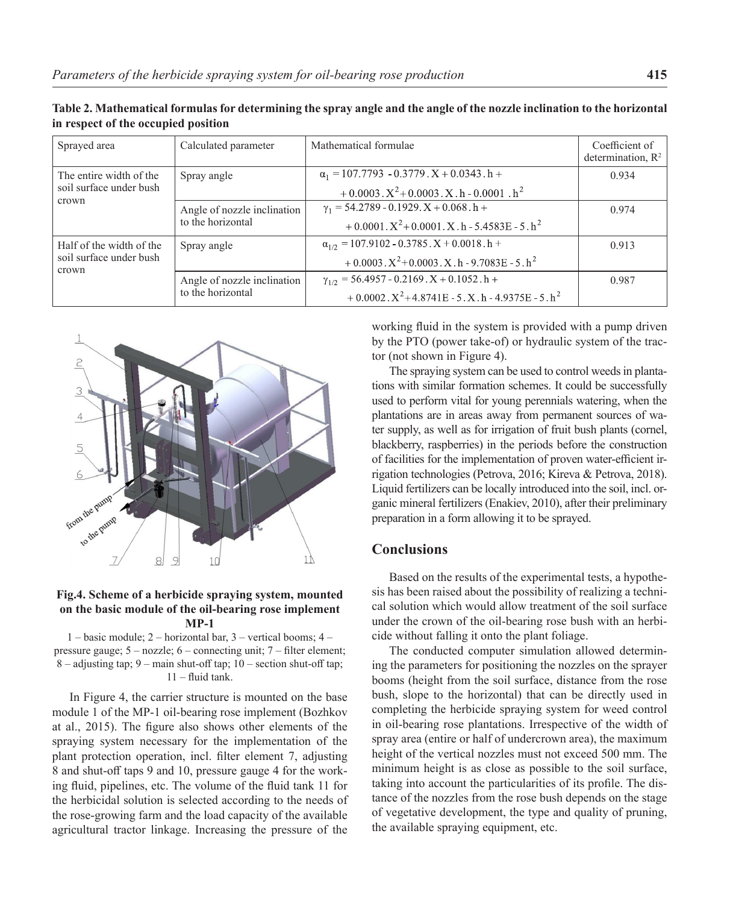**Table 2. Mathematical formulas for determining the spray angle and the angle of the nozzle inclination to the horizontal in respect of the occupied position**

| Sprayed area | Calculated parameter | Mathematical formulae | Coefficient of determination, $R^2$ |
|---|---|---|---|
| The entire width of the soil surface under bush crown | Spray angle | $\alpha_1 = 107.7793 - 0.3779 . X + 0.0343 . h + 0.0003 . X^2 + 0.0003 . X . h - 0.0001 . h^2$ | 0.934 |
| | Angle of nozzle inclination to the horizontal | $\gamma_1 = 54.2789 - 0.1929 . X + 0.068 . h + 0.0001 . X^2 + 0.0001 . X . h - 5.4583E - 5 . h^2$ | 0.974 |
| Half of the width of the soil surface under bush crown | Spray angle | $\alpha_{1/2} = 107.9102 - 0.3785 . X + 0.0018 . h + 0.0003 . X^2 + 0.0003 . X . h - 9.7083E - 5 . h^2$ | 0.913 |
| | Angle of nozzle inclination to the horizontal | $\gamma_{1/2} = 56.4957 - 0.2169 . X + 0.1052 . h + 0.0002 . X^2 + 4.8741E - 5 . X . h - 4.9375E - 5 . h^2$ | 0.987 |

**Fig.4. Scheme of a herbicide spraying system, mounted on the basic module of the oil-bearing rose implement MP-1**

1 – basic module; 2 – horizontal bar, 3 – vertical booms; 4 – pressure gauge; 5 – nozzle; 6 – connecting unit; 7 – filter element; 8 – adjusting tap; 9 – main shut-off tap; 10 – section shut-off tap; 11 – fluid tank.

In Figure 4, the carrier structure is mounted on the base module 1 of the MP-1 oil-bearing rose implement (Bozhkov at al., 2015). The figure also shows other elements of the spraying system necessary for the implementation of the plant protection operation, incl. filter element 7, adjusting 8 and shut-off taps 9 and 10, pressure gauge 4 for the working fluid, pipelines, etc. The volume of the fluid tank 11 for the herbicidal solution is selected according to the needs of the rose-growing farm and the load capacity of the available agricultural tractor linkage. Increasing the pressure of the working fluid in the system is provided with a pump driven by the PTO (power take-of) or hydraulic system of the tractor (not shown in Figure 4).

The spraying system can be used to control weeds in plantations with similar formation schemes. It could be successfully used to perform vital for young perennials watering, when the plantations are in areas away from permanent sources of water supply, as well as for irrigation of fruit bush plants (cornel, blackberry, raspberries) in the periods before the construction of facilities for the implementation of proven water-efficient irrigation technologies (Petrova, 2016; Kireva & Petrova, 2018). Liquid fertilizers can be locally introduced into the soil, incl. organic mineral fertilizers (Enakiev, 2010), after their preliminary preparation in a form allowing it to be sprayed.

## Conclusions

Based on the results of the experimental tests, a hypothesis has been raised about the possibility of realizing a technical solution which would allow treatment of the soil surface under the crown of the oil-bearing rose bush with an herbicide without falling it onto the plant foliage.

The conducted computer simulation allowed determining the parameters for positioning the nozzles on the sprayer booms (height from the soil surface, distance from the rose bush, slope to the horizontal) that can be directly used in completing the herbicide spraying system for weed control in oil-bearing rose plantations. Irrespective of the width of spray area (entire or half of undercrown area), the maximum height of the vertical nozzles must not exceed 500 mm. The minimum height is as close as possible to the soil surface, taking into account the particularities of its profile. The distance of the nozzles from the rose bush depends on the stage of vegetative development, the type and quality of pruning, the available spraying equipment, etc.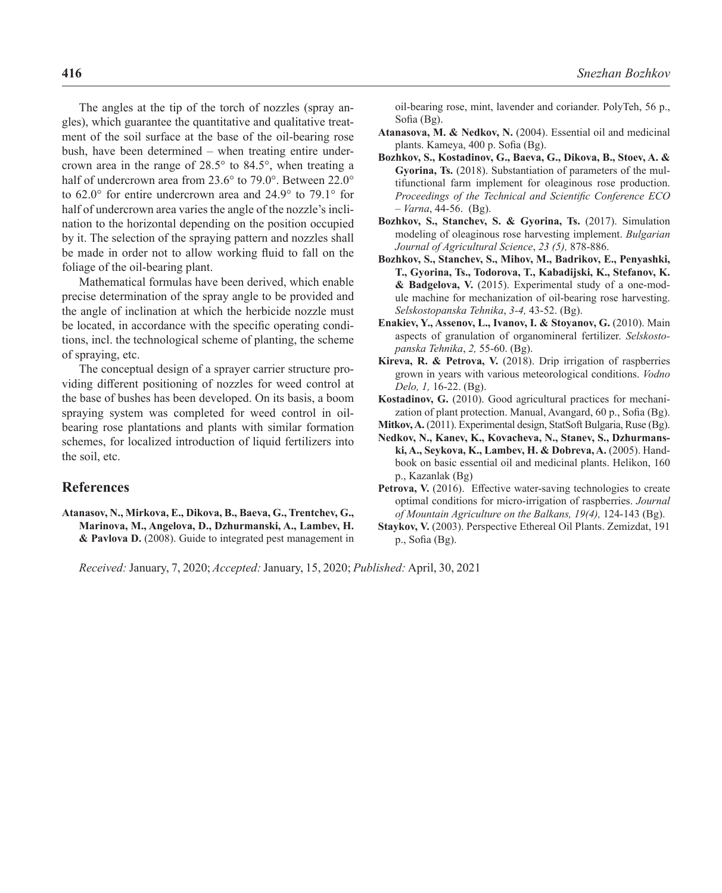The angles at the tip of the torch of nozzles (spray angles), which guarantee the quantitative and qualitative treatment of the soil surface at the base of the oil-bearing rose bush, have been determined – when treating entire undercrown area in the range of 28.5° to 84.5°, when treating a half of undercrown area from 23.6° to 79.0°. Between 22.0° to 62.0° for entire undercrown area and 24.9° to 79.1° for half of undercrown area varies the angle of the nozzle's inclination to the horizontal depending on the position occupied by it. The selection of the spraying pattern and nozzles shall be made in order not to allow working fluid to fall on the foliage of the oil-bearing plant.

Mathematical formulas have been derived, which enable precise determination of the spray angle to be provided and the angle of inclination at which the herbicide nozzle must be located, in accordance with the specific operating conditions, incl. the technological scheme of planting, the scheme of spraying, etc.

The conceptual design of a sprayer carrier structure providing different positioning of nozzles for weed control at the base of bushes has been developed. On its basis, a boom spraying system was completed for weed control in oil-bearing rose plantations and plants with similar formation schemes, for localized introduction of liquid fertilizers into the soil, etc.

## References

**Atanasov, N., Mirkova, E., Dikova, B., Baeva, G., Trentchev, G., Marinova, M., Angelova, D., Dzhurmanski, A., Lambev, H. & Pavlova D.** (2008). Guide to integrated pest management in oil-bearing rose, mint, lavender and coriander. PolyTeh, 56 p., Sofia (Bg).

**Atanasova, M. & Nedkov, N.** (2004). Essential oil and medicinal plants. Kameya, 400 p. Sofia (Bg).

**Bozhkov, S., Kostadinov, G., Baeva, G., Dikova, B., Stoev, A. & Gyorina, Ts.** (2018). Substantiation of parameters of the multifunctional farm implement for oleaginous rose production. *Proceedings of the Technical and Scientific Conference ECO – Varna*, 44-56. (Bg).

**Bozhkov, S., Stanchev, S. & Gyorina, Ts.** (2017). Simulation modeling of oleaginous rose harvesting implement. *Bulgarian Journal of Agricultural Science*, *23 (5),* 878-886.

**Bozhkov, S., Stanchev, S., Mihov, M., Badrikov, E., Penyashki, T., Gyorina, Ts., Todorova, T., Kabadijski, K., Stefanov, K. & Badgelova, V.** (2015). Experimental study of a one-module machine for mechanization of oil-bearing rose harvesting. *Selskostopanska Tehnika*, *3-4,* 43-52. (Bg).

**Enakiev, Y., Assenov, L., Ivanov, I. & Stoyanov, G.** (2010). Main aspects of granulation of organomineral fertilizer. *Selskostopanska Tehnika*, *2,* 55-60. (Bg).

**Kireva, R. & Petrova, V.** (2018). Drip irrigation of raspberries grown in years with various meteorological conditions. *Vodno Delo, 1,* 16-22. (Bg).

**Kostadinov, G.** (2010). Good agricultural practices for mechanization of plant protection. Manual, Avangard, 60 p., Sofia (Bg).

**Mitkov, A.** (2011). Experimental design, StatSoft Bulgaria, Ruse (Bg).

**Nedkov, N., Kanev, K., Kovacheva, N., Stanev, S., Dzhurmanski, A., Seykova, K., Lambev, H. & Dobreva, A.** (2005). Handbook on basic essential oil and medicinal plants. Helikon, 160 p., Kazanlak (Bg)

**Petrova, V.** (2016). Effective water-saving technologies to create optimal conditions for micro-irrigation of raspberries. *Journal of Mountain Agriculture on the Balkans, 19(4),* 124-143 (Bg).

**Staykov, V.** (2003). Perspective Ethereal Oil Plants. Zemizdat, 191 p., Sofia (Bg).

*Received:* January, 7, 2020; *Accepted:* January, 15, 2020; *Published:* April, 30, 2021